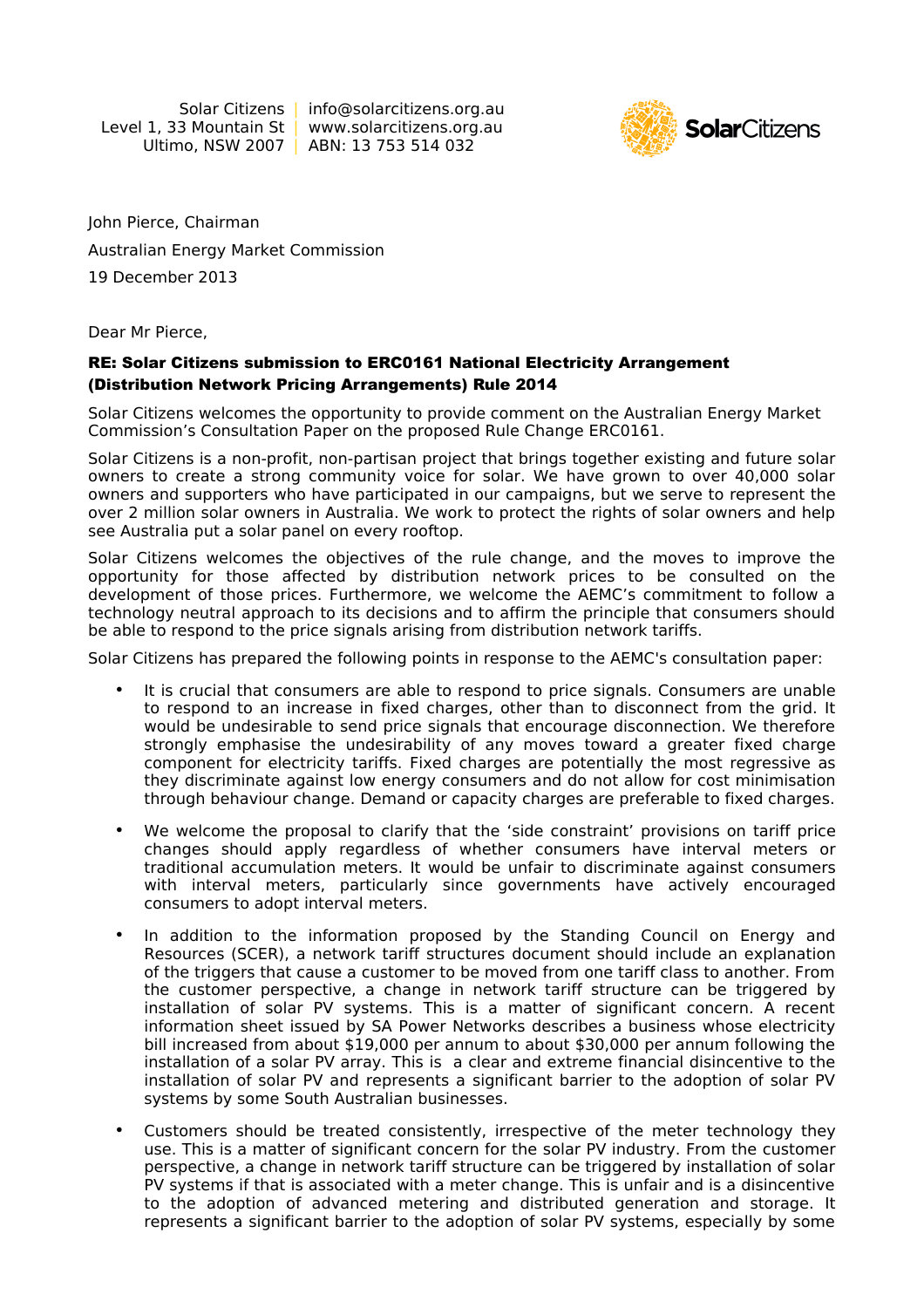Solar Citizens | info@solarcitizens.org.au
Level 1, 33 Mountain St | www.solarcitizens.org.au
Ultimo, NSW 2007 | ABN: 13 753 514 032

SolarCitizens

John Pierce, Chairman

Australian Energy Market Commission

19 December 2013

Dear Mr Pierce,

**RE: Solar Citizens submission to ERC0161 National Electricity Arrangement (Distribution Network Pricing Arrangements) Rule 2014**

Solar Citizens welcomes the opportunity to provide comment on the Australian Energy Market Commission's Consultation Paper on the proposed Rule Change ERC0161.

Solar Citizens is a non-profit, non-partisan project that brings together existing and future solar owners to create a strong community voice for solar. We have grown to over 40,000 solar owners and supporters who have participated in our campaigns, but we serve to represent the over 2 million solar owners in Australia. We work to protect the rights of solar owners and help see Australia put a solar panel on every rooftop.

Solar Citizens welcomes the objectives of the rule change, and the moves to improve the opportunity for those affected by distribution network prices to be consulted on the development of those prices. Furthermore, we welcome the AEMC's commitment to follow a technology neutral approach to its decisions and to affirm the principle that consumers should be able to respond to the price signals arising from distribution network tariffs.

Solar Citizens has prepared the following points in response to the AEMC's consultation paper:

- It is crucial that consumers are able to respond to price signals. Consumers are unable to respond to an increase in fixed charges, other than to disconnect from the grid. It would be undesirable to send price signals that encourage disconnection. We therefore strongly emphasise the undesirability of any moves toward a greater fixed charge component for electricity tariffs. Fixed charges are potentially the most regressive as they discriminate against low energy consumers and do not allow for cost minimisation through behaviour change. Demand or capacity charges are preferable to fixed charges.

- We welcome the proposal to clarify that the 'side constraint' provisions on tariff price changes should apply regardless of whether consumers have interval meters or traditional accumulation meters. It would be unfair to discriminate against consumers with interval meters, particularly since governments have actively encouraged consumers to adopt interval meters.

- In addition to the information proposed by the Standing Council on Energy and Resources (SCER), a network tariff structures document should include an explanation of the triggers that cause a customer to be moved from one tariff class to another. From the customer perspective, a change in network tariff structure can be triggered by installation of solar PV systems. This is a matter of significant concern. A recent information sheet issued by SA Power Networks describes a business whose electricity bill increased from about $19,000 per annum to about $30,000 per annum following the installation of a solar PV array. This is a clear and extreme financial disincentive to the installation of solar PV and represents a significant barrier to the adoption of solar PV systems by some South Australian businesses.

- Customers should be treated consistently, irrespective of the meter technology they use. This is a matter of significant concern for the solar PV industry. From the customer perspective, a change in network tariff structure can be triggered by installation of solar PV systems if that is associated with a meter change. This is unfair and is a disincentive to the adoption of advanced metering and distributed generation and storage. It represents a significant barrier to the adoption of solar PV systems, especially by some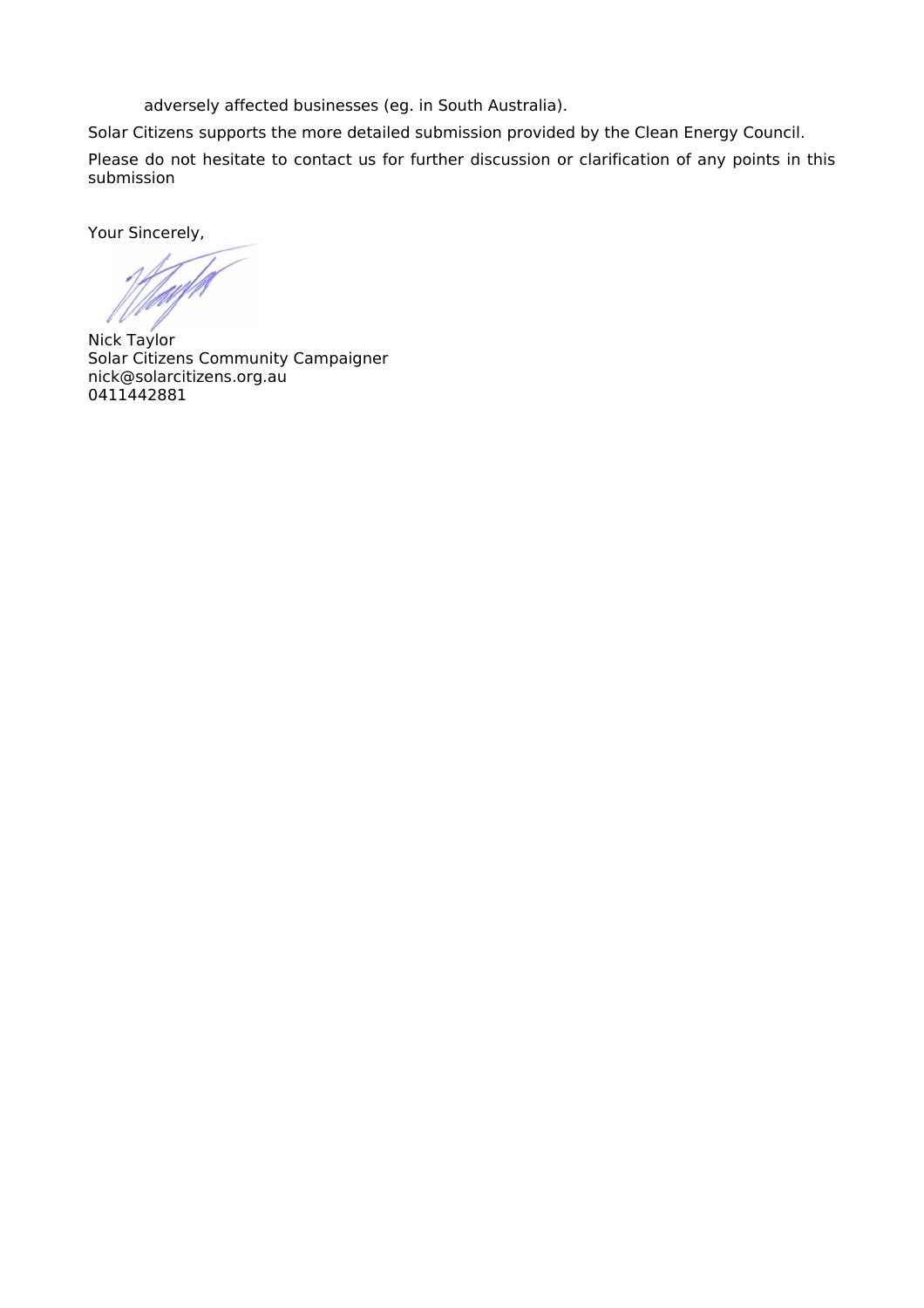adversely affected businesses (eg. in South Australia).

Solar Citizens supports the more detailed submission provided by the Clean Energy Council.

Please do not hesitate to contact us for further discussion or clarification of any points in this submission

Your Sincerely,

Nick Taylor
Solar Citizens Community Campaigner
nick@solarcitizens.org.au
0411442881